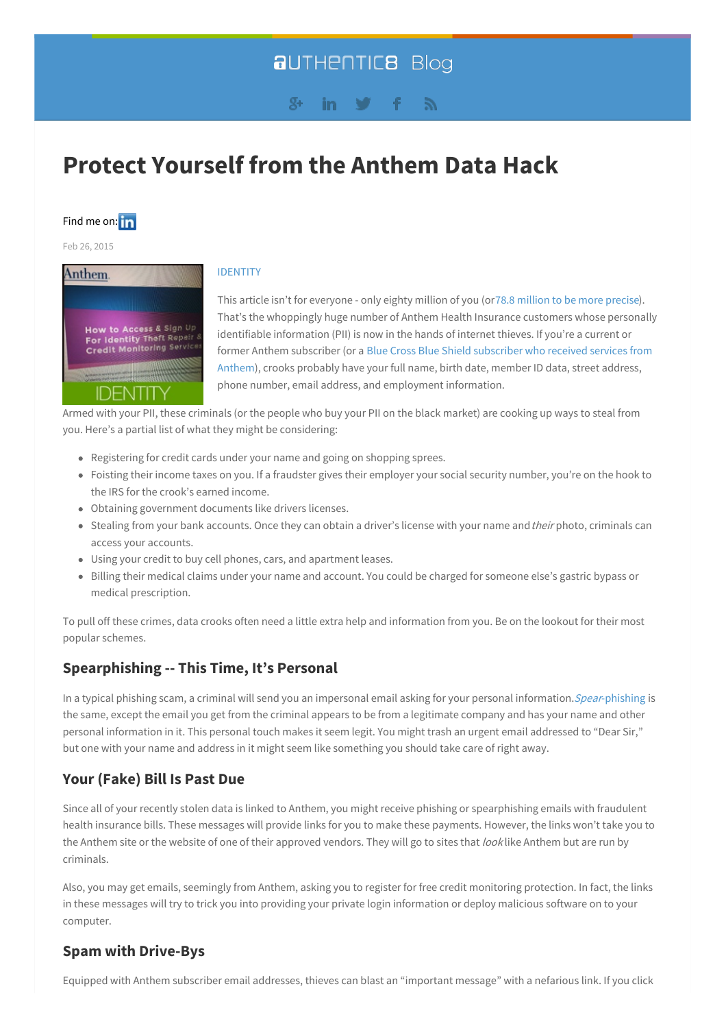# Protect Yourself from the Anthem Data Hack

Find me on:

Feb 26, 2015

IDENTITY

This article isn't for everyone - only eighty million of you (or 78.8 million to be more precise). That's the whoppingly huge number of Anthem Health Insurance customers whose personally identifiable information (PII) is now in the hands of internet thieves. If you're a current or former Anthem subscriber (or a Blue Cross Blue Shield subscriber who received services from Anthem), crooks probably have your full name, birth date, member ID data, street address, phone number, email address, and employment information.

Armed with your PII, these criminals (or the people who buy your PII on the black market) are cooking up ways to steal from you. Here's a partial list of what they might be considering:

- Registering for credit cards under your name and going on shopping sprees.
- Foisting their income taxes on you. If a fraudster gives their employer your social security number, you're on the hook to the IRS for the crook's earned income.
- Obtaining government documents like drivers licenses.
- Stealing from your bank accounts. Once they can obtain a driver's license with your name and *their* photo, criminals can access your accounts.
- Using your credit to buy cell phones, cars, and apartment leases.
- Billing their medical claims under your name and account. You could be charged for someone else's gastric bypass or medical prescription.

To pull off these crimes, data crooks often need a little extra help and information from you. Be on the lookout for their most popular schemes.

## Spearphishing -- This Time, It's Personal

In a typical phishing scam, a criminal will send you an impersonal email asking for your personal information. *Spear*-phishing is the same, except the email you get from the criminal appears to be from a legitimate company and has your name and other personal information in it. This personal touch makes it seem legit. You might trash an urgent email addressed to "Dear Sir," but one with your name and address in it might seem like something you should take care of right away.

## Your (Fake) Bill Is Past Due

Since all of your recently stolen data is linked to Anthem, you might receive phishing or spearphishing emails with fraudulent health insurance bills. These messages will provide links for you to make these payments. However, the links won't take you to the Anthem site or the website of one of their approved vendors. They will go to sites that *look* like Anthem but are run by criminals.

Also, you may get emails, seemingly from Anthem, asking you to register for free credit monitoring protection. In fact, the links in these messages will try to trick you into providing your private login information or deploy malicious software on to your computer.

## Spam with Drive-Bys

Equipped with Anthem subscriber email addresses, thieves can blast an "important message" with a nefarious link. If you click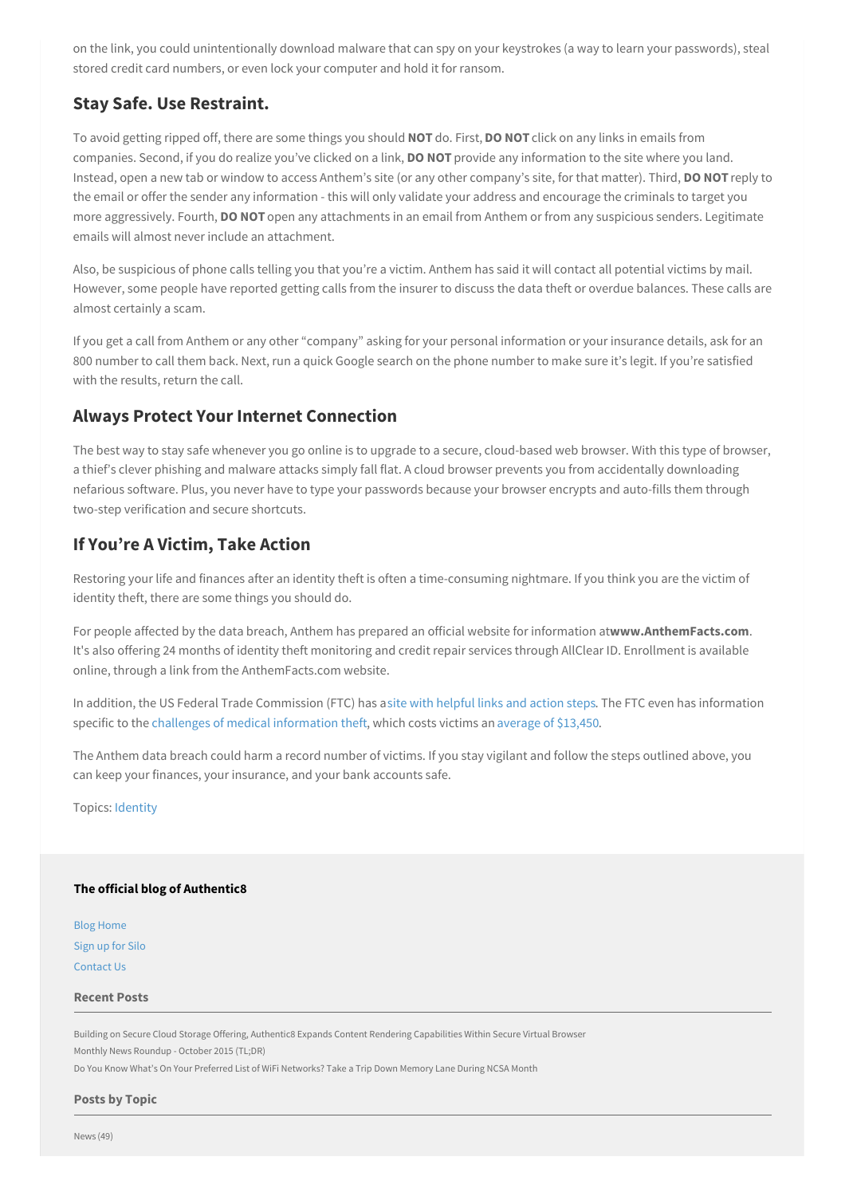on the link, you could unintentionally download malware that can spy on your keystrokes (a way to learn your passwords), steal stored credit card numbers, or even lock your computer and hold it for ransom.

## Stay Safe. Use Restraint.

To avoid getting ripped off, there are some things you should **NOT** do. First, **DO NOT** click on any links in emails from companies. Second, if you do realize you've clicked on a link, **DO NOT** provide any information to the site where you land. Instead, open a new tab or window to access Anthem's site (or any other company's site, for that matter). Third, **DO NOT** reply to the email or offer the sender any information - this will only validate your address and encourage the criminals to target you more aggressively. Fourth, **DO NOT** open any attachments in an email from Anthem or from any suspicious senders. Legitimate emails will almost never include an attachment.

Also, be suspicious of phone calls telling you that you're a victim. Anthem has said it will contact all potential victims by mail. However, some people have reported getting calls from the insurer to discuss the data theft or overdue balances. These calls are almost certainly a scam.

If you get a call from Anthem or any other "company" asking for your personal information or your insurance details, ask for an 800 number to call them back. Next, run a quick Google search on the phone number to make sure it's legit. If you're satisfied with the results, return the call.

## Always Protect Your Internet Connection

The best way to stay safe whenever you go online is to upgrade to a secure, cloud-based web browser. With this type of browser, a thief's clever phishing and malware attacks simply fall flat. A cloud browser prevents you from accidentally downloading nefarious software. Plus, you never have to type your passwords because your browser encrypts and auto-fills them through two-step verification and secure shortcuts.

## If You're A Victim, Take Action

Restoring your life and finances after an identity theft is often a time-consuming nightmare. If you think you are the victim of identity theft, there are some things you should do.

For people affected by the data breach, Anthem has prepared an official website for information at**www.AnthemFacts.com**. It's also offering 24 months of identity theft monitoring and credit repair services through AllClear ID. Enrollment is available online, through a link from the AnthemFacts.com website.

In addition, the US Federal Trade Commission (FTC) has asite with helpful links and action steps. The FTC even has information specific to the challenges of medical information theft, which costs victims an average of $13,450.

The Anthem data breach could harm a record number of victims. If you stay vigilant and follow the steps outlined above, you can keep your finances, your insurance, and your bank accounts safe.

Topics: Identity

**The official blog of Authentic8**

Blog Home
Sign up for Silo
Contact Us

### Recent Posts

Building on Secure Cloud Storage Offering, Authentic8 Expands Content Rendering Capabilities Within Secure Virtual Browser
Monthly News Roundup - October 2015 (TL;DR)
Do You Know What's On Your Preferred List of WiFi Networks? Take a Trip Down Memory Lane During NCSA Month

### Posts by Topic

News (49)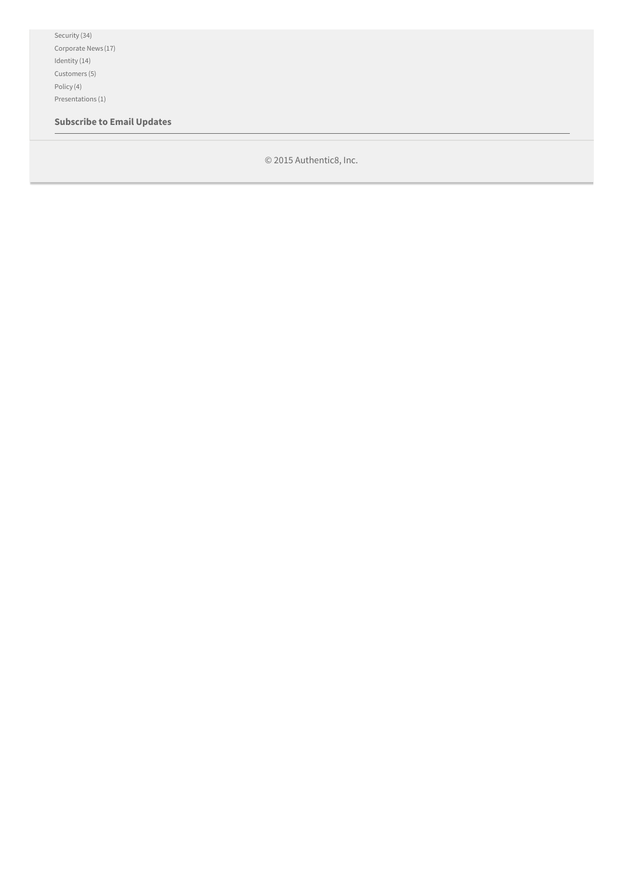- Security (34)
- Corporate News (17)
- Identity (14)
- Customers (5)
- Policy (4)
- Presentations (1)

**Subscribe to Email Updates**

© 2015 Authentic8, Inc.